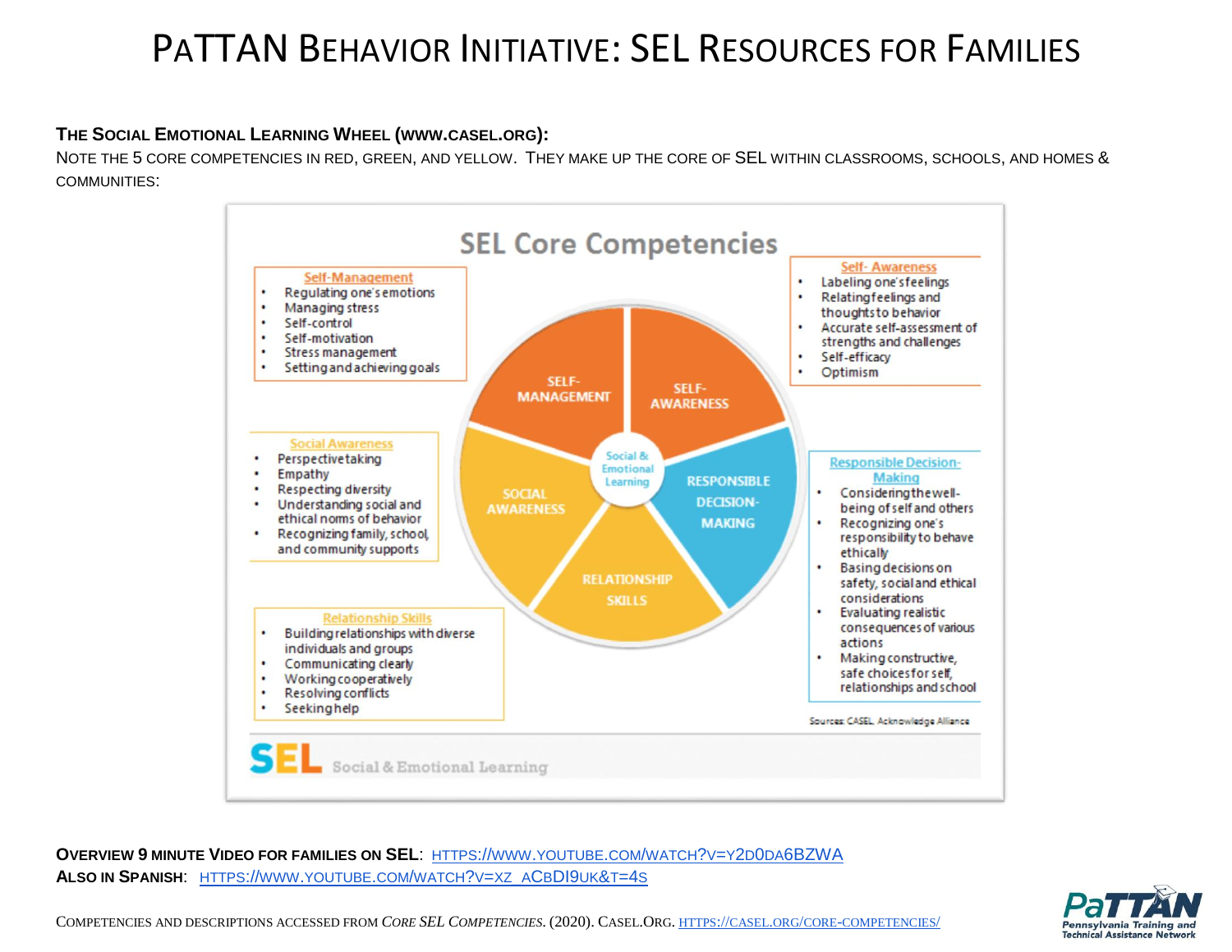# PaTTAN Behavior Initiative: SEL Resources for Families

**The Social Emotional Learning Wheel (www.casel.org):**

Note the 5 core competencies in red, green, and yellow. They make up the core of SEL within classrooms, schools, and homes & communities:

## SEL Core Competencies

**Self-Management**
- Regulating one's emotions
- Managing stress
- Self-control
- Self-motivation
- Stress management
- Setting and achieving goals

**Self- Awareness**
- Labeling one's feelings
- Relating feelings and thoughts to behavior
- Accurate self-assessment of strengths and challenges
- Self-efficacy
- Optimism

**Social Awareness**
- Perspective taking
- Empathy
- Respecting diversity
- Understanding social and ethical norms of behavior
- Recognizing family, school, and community supports

**Responsible Decision-Making**
- Considering the well-being of self and others
- Recognizing one's responsibility to behave ethically
- Basing decisions on safety, social and ethical considerations
- Evaluating realistic consequences of various actions
- Making constructive, safe choices for self, relationships and school

**Relationship Skills**
- Building relationships with diverse individuals and groups
- Communicating clearly
- Working cooperatively
- Resolving conflicts
- Seeking help

Wheel: Self-Management, Self-Awareness, Responsible Decision-Making, Relationship Skills, Social Awareness — center: Social & Emotional Learning

Sources: CASEL, Acknowledge Alliance

SEL Social & Emotional Learning

**Overview 9 minute video for families on SEL**: [https://www.youtube.com/watch?v=Y2D0DA6BZWA](https://www.youtube.com/watch?v=Y2D0DA6BZWA)

**Also in Spanish**: [https://www.youtube.com/watch?v=xz_ACBDI9UK&t=4s](https://www.youtube.com/watch?v=xz_ACBDI9UK&t=4s)

Competencies and descriptions accessed from *Core SEL Competencies*. (2020). CASEL.Org. [https://casel.org/core-competencies/](https://casel.org/core-competencies/)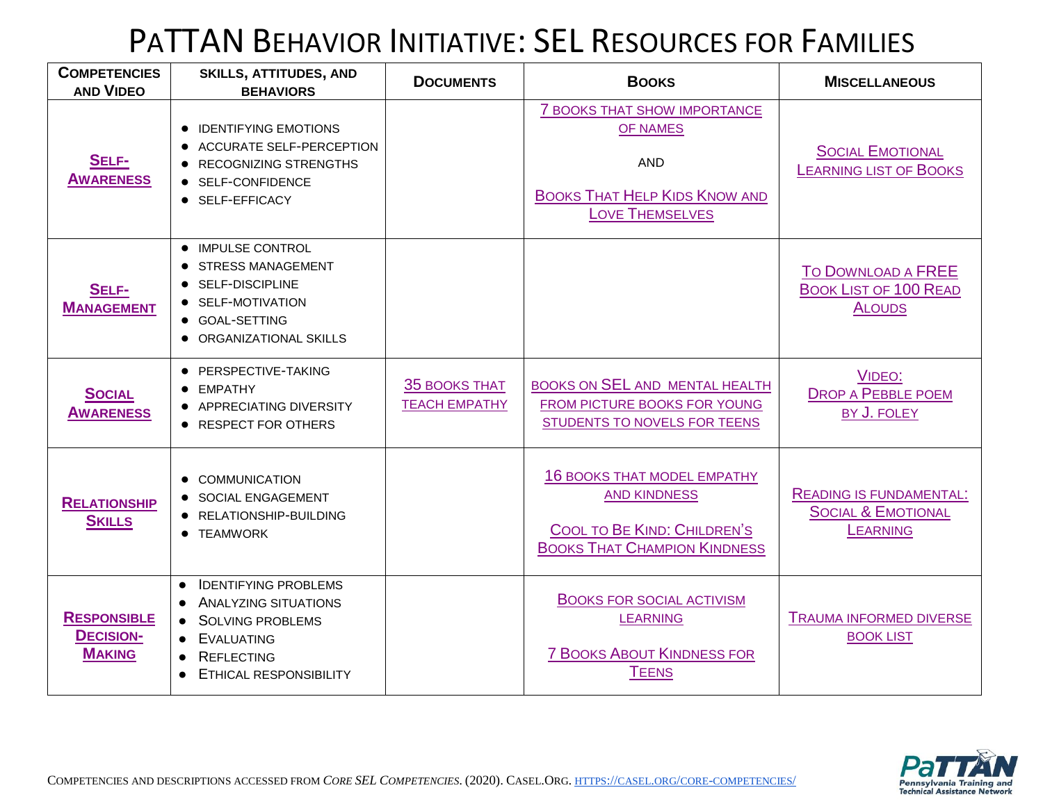# PaTTAN Behavior Initiative: SEL Resources for Families

| Competencies and Video | Skills, Attitudes, and Behaviors | Documents | Books | Miscellaneous |
|---|---|---|---|---|
| Self-Awareness | • Identifying emotions<br>• Accurate self-perception<br>• Recognizing strengths<br>• Self-confidence<br>• Self-efficacy | | 7 Books that show importance of names<br><br>AND<br><br>Books That Help Kids Know and Love Themselves | Social Emotional Learning list of Books |
| Self-Management | • Impulse control<br>• Stress management<br>• Self-discipline<br>• Self-motivation<br>• Goal-setting<br>• Organizational skills | | | To Download a FREE Book List of 100 Read Alouds |
| Social Awareness | • Perspective-taking<br>• Empathy<br>• Appreciating diversity<br>• Respect for others | 35 books that teach empathy | Books on SEL and mental health from picture books for young students to novels for teens | Video: Drop a Pebble poem by J. Foley |
| Relationship Skills | • Communication<br>• Social engagement<br>• Relationship-building<br>• Teamwork | | 16 books that model empathy and kindness<br><br>Cool to Be Kind: Children's Books That Champion Kindness | Reading is fundamental: Social & Emotional Learning |
| Responsible Decision-Making | • Identifying problems<br>• Analyzing situations<br>• Solving problems<br>• Evaluating<br>• Reflecting<br>• Ethical responsibility | | Books for social activism learning<br><br>7 Books About Kindness for Teens | Trauma informed diverse book list |

Competencies and descriptions accessed from *Core SEL Competencies.* (2020). Casel.Org. https://casel.org/core-competencies/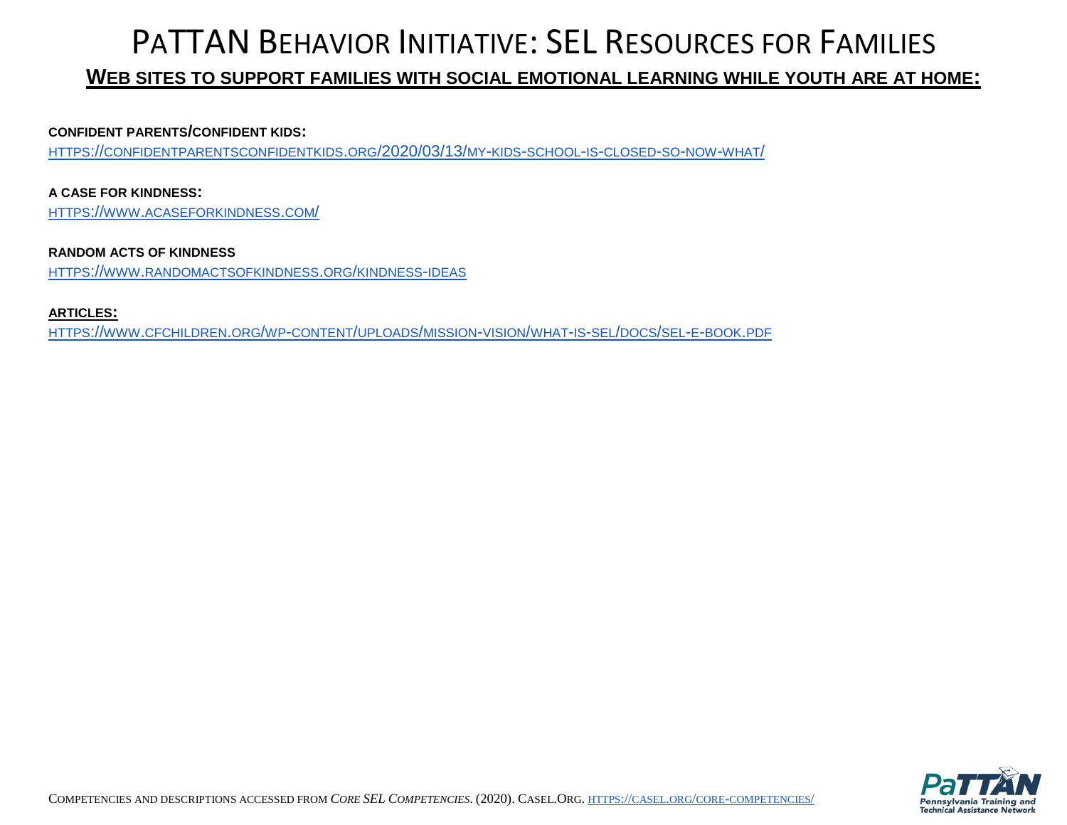# PaTTAN Behavior Initiative: SEL Resources for Families

## Web sites to support families with social emotional learning while youth are at home:

**CONFIDENT PARENTS/CONFIDENT KIDS:**

https://confidentparentsconfidentkids.org/2020/03/13/my-kids-school-is-closed-so-now-what/

**A CASE FOR KINDNESS:**

https://www.acaseforkindness.com/

**RANDOM ACTS OF KINDNESS**

https://www.randomactsofkindness.org/kindness-ideas

**ARTICLES:**

https://www.cfchildren.org/wp-content/uploads/mission-vision/what-is-sel/docs/sel-e-book.pdf

Competencies and descriptions accessed from *Core SEL Competencies.* (2020). Casel.Org. https://casel.org/core-competencies/